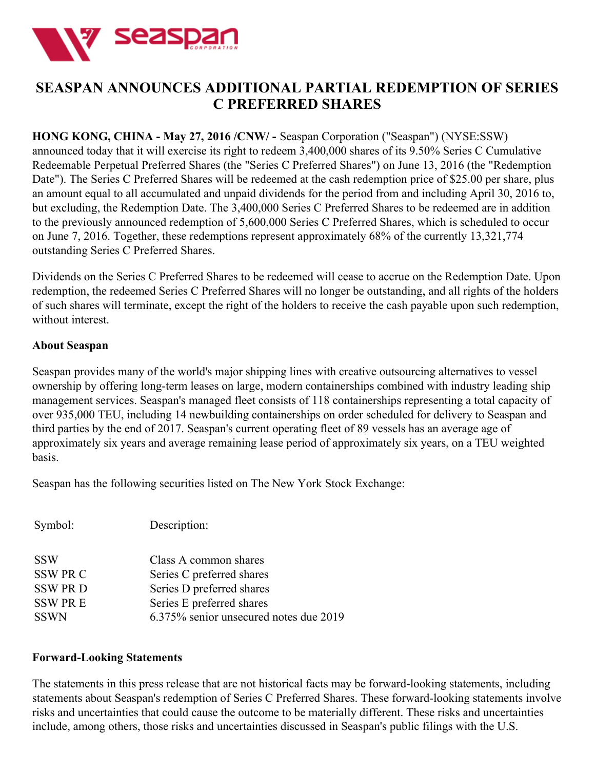# SEASPAN ANNOUNCES ADDITIONAL PARTIAL REDEMPTION OF SERIES C PREFERRED SHARES

**HONG KONG, CHINA - May 27, 2016 /CNW/ -** Seaspan Corporation ("Seaspan") (NYSE:SSW) announced today that it will exercise its right to redeem 3,400,000 shares of its 9.50% Series C Cumulative Redeemable Perpetual Preferred Shares (the "Series C Preferred Shares") on June 13, 2016 (the "Redemption Date"). The Series C Preferred Shares will be redeemed at the cash redemption price of $25.00 per share, plus an amount equal to all accumulated and unpaid dividends for the period from and including April 30, 2016 to, but excluding, the Redemption Date. The 3,400,000 Series C Preferred Shares to be redeemed are in addition to the previously announced redemption of 5,600,000 Series C Preferred Shares, which is scheduled to occur on June 7, 2016. Together, these redemptions represent approximately 68% of the currently 13,321,774 outstanding Series C Preferred Shares.

Dividends on the Series C Preferred Shares to be redeemed will cease to accrue on the Redemption Date. Upon redemption, the redeemed Series C Preferred Shares will no longer be outstanding, and all rights of the holders of such shares will terminate, except the right of the holders to receive the cash payable upon such redemption, without interest.

**About Seaspan**

Seaspan provides many of the world's major shipping lines with creative outsourcing alternatives to vessel ownership by offering long-term leases on large, modern containerships combined with industry leading ship management services. Seaspan's managed fleet consists of 118 containerships representing a total capacity of over 935,000 TEU, including 14 newbuilding containerships on order scheduled for delivery to Seaspan and third parties by the end of 2017. Seaspan's current operating fleet of 89 vessels has an average age of approximately six years and average remaining lease period of approximately six years, on a TEU weighted basis.

Seaspan has the following securities listed on The New York Stock Exchange:

| Symbol: | Description: |
|---|---|
| SSW | Class A common shares |
| SSW PR C | Series C preferred shares |
| SSW PR D | Series D preferred shares |
| SSW PR E | Series E preferred shares |
| SSWN | 6.375% senior unsecured notes due 2019 |

**Forward-Looking Statements**

The statements in this press release that are not historical facts may be forward-looking statements, including statements about Seaspan's redemption of Series C Preferred Shares. These forward-looking statements involve risks and uncertainties that could cause the outcome to be materially different. These risks and uncertainties include, among others, those risks and uncertainties discussed in Seaspan's public filings with the U.S.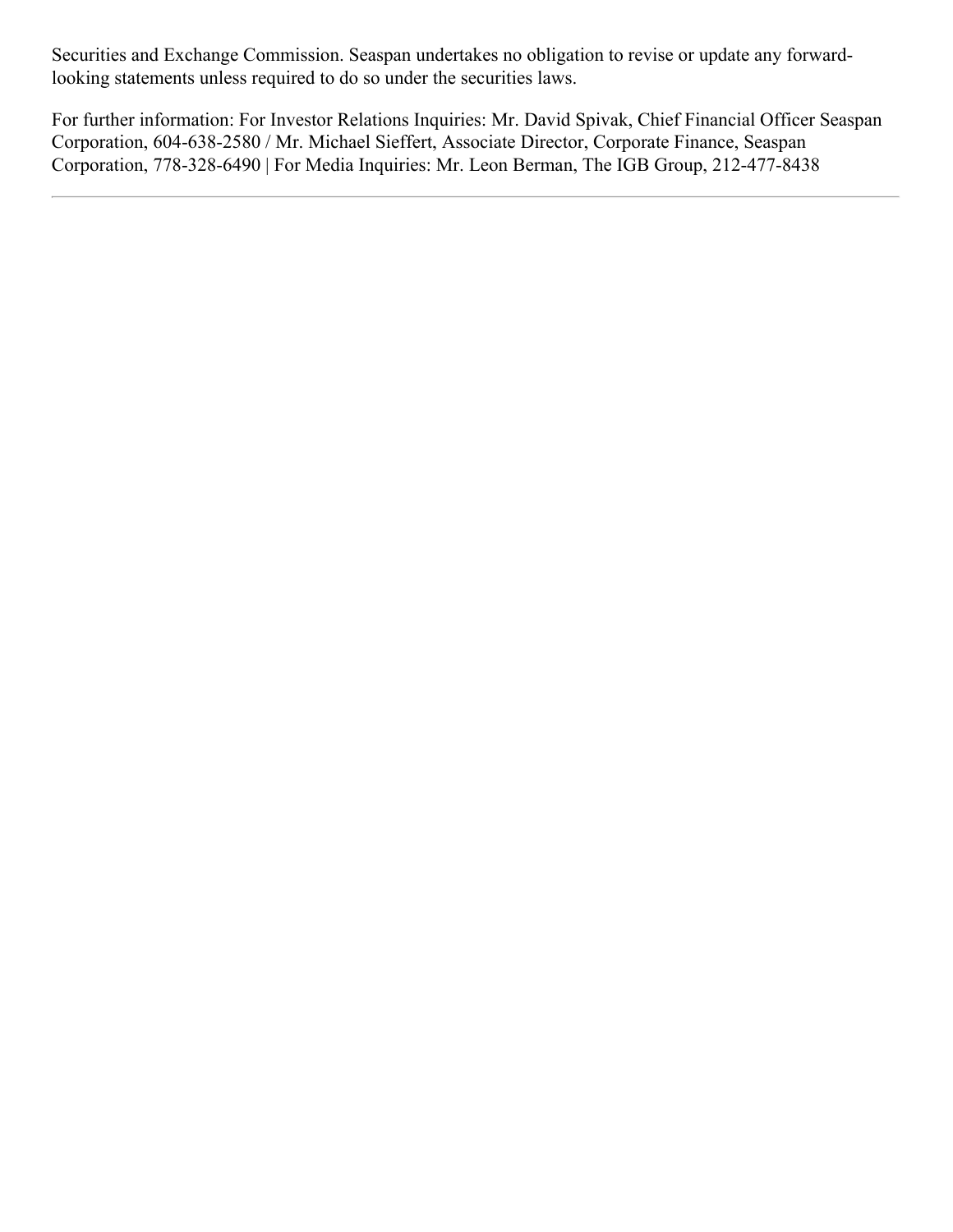Securities and Exchange Commission. Seaspan undertakes no obligation to revise or update any forward-looking statements unless required to do so under the securities laws.

For further information: For Investor Relations Inquiries: Mr. David Spivak, Chief Financial Officer Seaspan Corporation, 604-638-2580 / Mr. Michael Sieffert, Associate Director, Corporate Finance, Seaspan Corporation, 778-328-6490 | For Media Inquiries: Mr. Leon Berman, The IGB Group, 212-477-8438

---